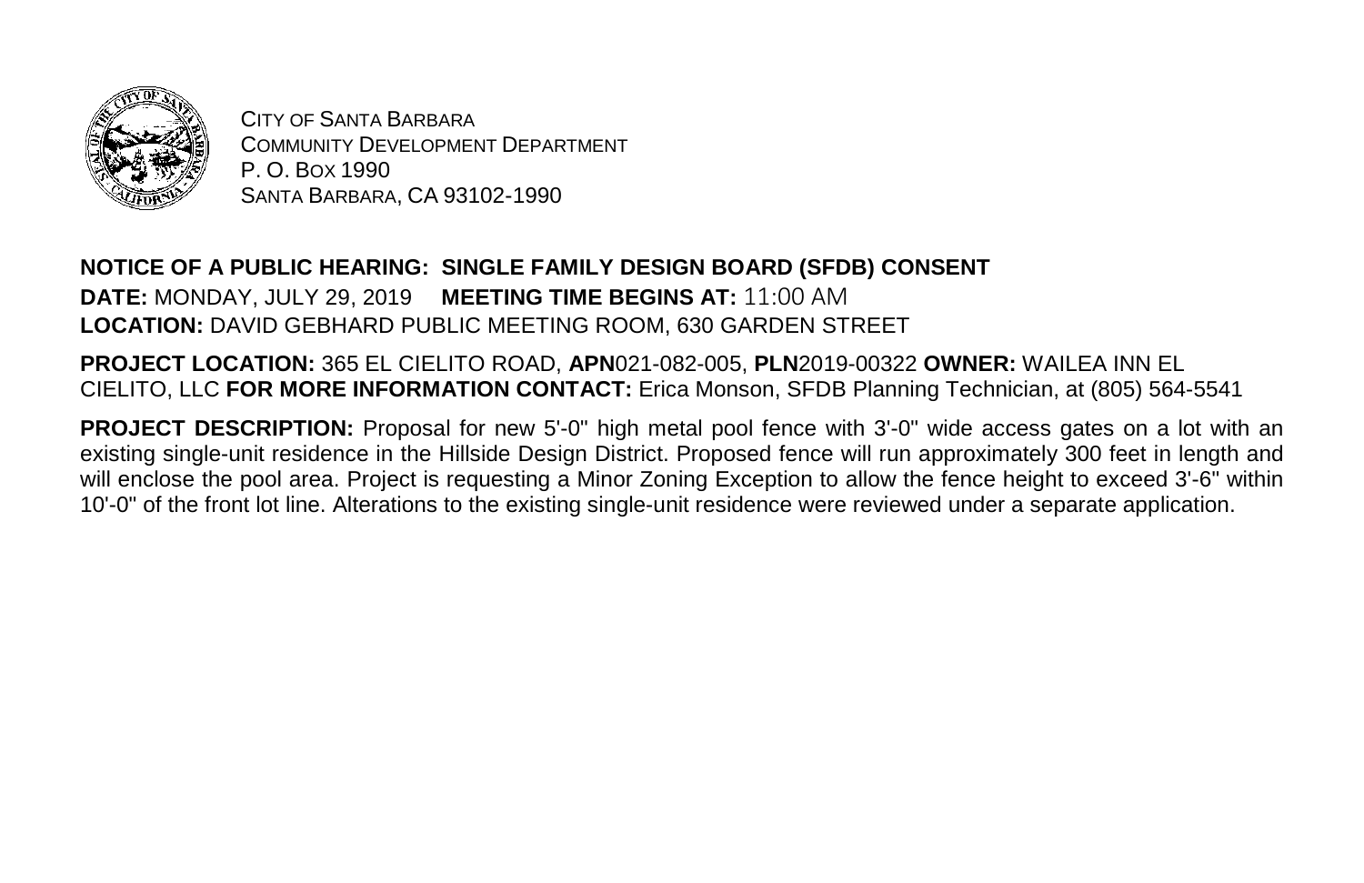CITY OF SANTA BARBARA
COMMUNITY DEVELOPMENT DEPARTMENT
P. O. BOX 1990
SANTA BARBARA, CA 93102-1990

**NOTICE OF A PUBLIC HEARING: SINGLE FAMILY DESIGN BOARD (SFDB) CONSENT**

**DATE:** MONDAY, JULY 29, 2019 **MEETING TIME BEGINS AT:** 11:00 AM
**LOCATION:** DAVID GEBHARD PUBLIC MEETING ROOM, 630 GARDEN STREET

**PROJECT LOCATION:** 365 EL CIELITO ROAD, **APN**021-082-005, **PLN**2019-00322 **OWNER:** WAILEA INN EL CIELITO, LLC **FOR MORE INFORMATION CONTACT:** Erica Monson, SFDB Planning Technician, at (805) 564-5541

**PROJECT DESCRIPTION:** Proposal for new 5'-0" high metal pool fence with 3'-0" wide access gates on a lot with an existing single-unit residence in the Hillside Design District. Proposed fence will run approximately 300 feet in length and will enclose the pool area. Project is requesting a Minor Zoning Exception to allow the fence height to exceed 3'-6" within 10'-0" of the front lot line. Alterations to the existing single-unit residence were reviewed under a separate application.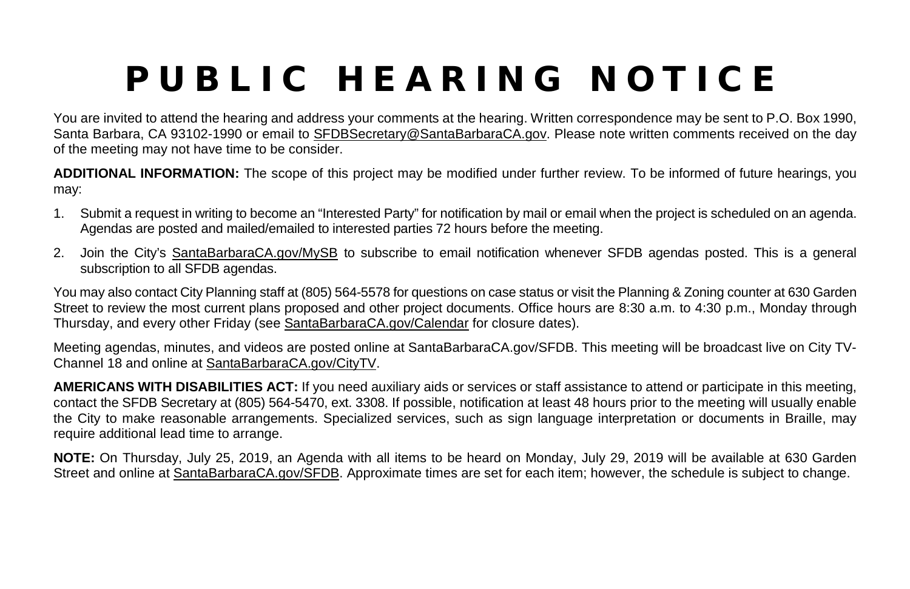# PUBLIC HEARING NOTICE

You are invited to attend the hearing and address your comments at the hearing. Written correspondence may be sent to P.O. Box 1990, Santa Barbara, CA 93102-1990 or email to SFDBSecretary@SantaBarbaraCA.gov. Please note written comments received on the day of the meeting may not have time to be consider.

**ADDITIONAL INFORMATION:** The scope of this project may be modified under further review. To be informed of future hearings, you may:

1. Submit a request in writing to become an "Interested Party" for notification by mail or email when the project is scheduled on an agenda. Agendas are posted and mailed/emailed to interested parties 72 hours before the meeting.
2. Join the City's SantaBarbaraCA.gov/MySB to subscribe to email notification whenever SFDB agendas posted. This is a general subscription to all SFDB agendas.

You may also contact City Planning staff at (805) 564-5578 for questions on case status or visit the Planning & Zoning counter at 630 Garden Street to review the most current plans proposed and other project documents. Office hours are 8:30 a.m. to 4:30 p.m., Monday through Thursday, and every other Friday (see SantaBarbaraCA.gov/Calendar for closure dates).

Meeting agendas, minutes, and videos are posted online at SantaBarbaraCA.gov/SFDB. This meeting will be broadcast live on City TV-Channel 18 and online at SantaBarbaraCA.gov/CityTV.

**AMERICANS WITH DISABILITIES ACT:** If you need auxiliary aids or services or staff assistance to attend or participate in this meeting, contact the SFDB Secretary at (805) 564-5470, ext. 3308. If possible, notification at least 48 hours prior to the meeting will usually enable the City to make reasonable arrangements. Specialized services, such as sign language interpretation or documents in Braille, may require additional lead time to arrange.

**NOTE:** On Thursday, July 25, 2019, an Agenda with all items to be heard on Monday, July 29, 2019 will be available at 630 Garden Street and online at SantaBarbaraCA.gov/SFDB. Approximate times are set for each item; however, the schedule is subject to change.